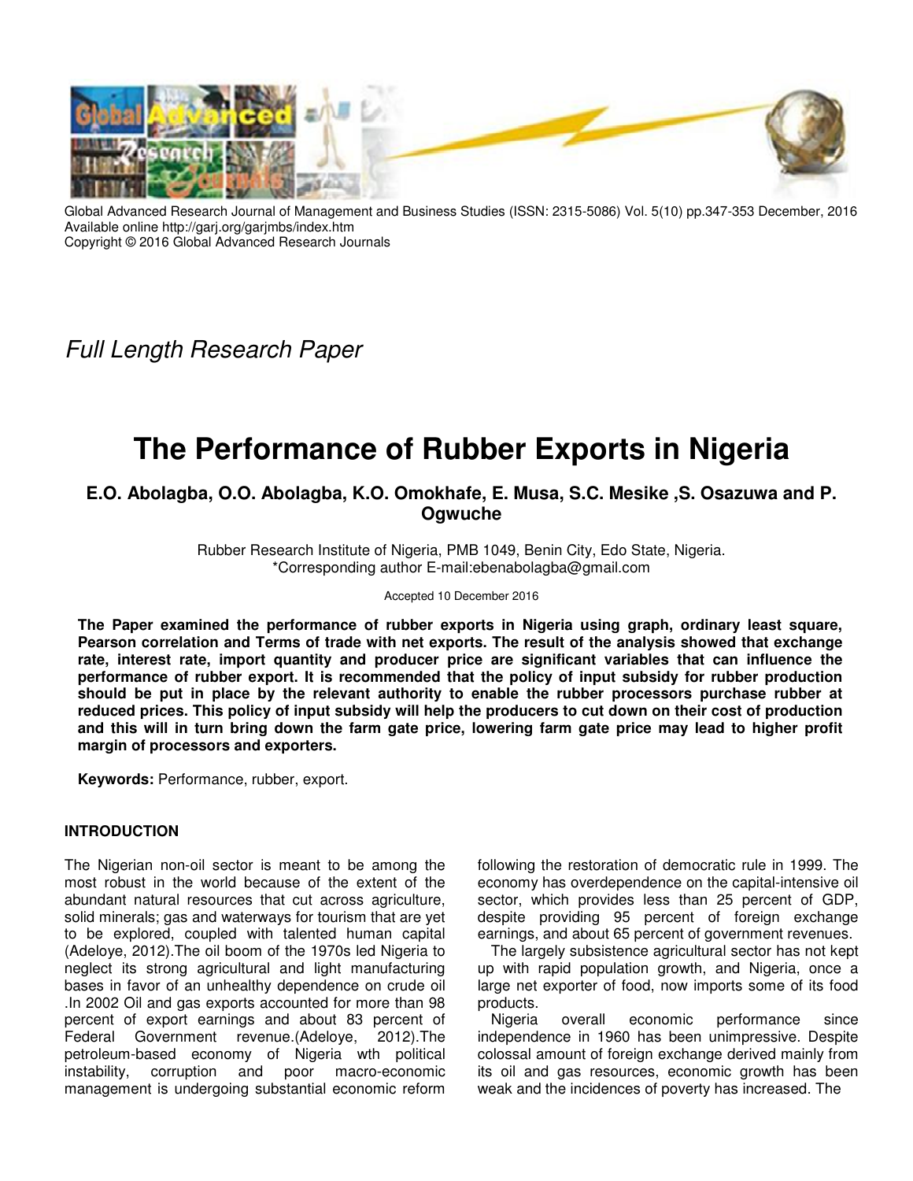Global Advanced Research Journal of Management and Business Studies (ISSN: 2315-5086) Vol. 5(10) pp.347-353 December, 2016
Available online http://garj.org/garjmbs/index.htm
Copyright © 2016 Global Advanced Research Journals

*Full Length Research Paper*

# The Performance of Rubber Exports in Nigeria

**E.O. Abolagba, O.O. Abolagba, K.O. Omokhafe, E. Musa, S.C. Mesike ,S. Osazuwa and P. Ogwuche**

Rubber Research Institute of Nigeria, PMB 1049, Benin City, Edo State, Nigeria.
*Corresponding author E-mail:ebenabolagba@gmail.com

Accepted 10 December 2016

**The Paper examined the performance of rubber exports in Nigeria using graph, ordinary least square, Pearson correlation and Terms of trade with net exports. The result of the analysis showed that exchange rate, interest rate, import quantity and producer price are significant variables that can influence the performance of rubber export. It is recommended that the policy of input subsidy for rubber production should be put in place by the relevant authority to enable the rubber processors purchase rubber at reduced prices. This policy of input subsidy will help the producers to cut down on their cost of production and this will in turn bring down the farm gate price, lowering farm gate price may lead to higher profit margin of processors and exporters.**

**Keywords:** Performance, rubber, export.

## INTRODUCTION

The Nigerian non-oil sector is meant to be among the most robust in the world because of the extent of the abundant natural resources that cut across agriculture, solid minerals; gas and waterways for tourism that are yet to be explored, coupled with talented human capital (Adeloye, 2012).The oil boom of the 1970s led Nigeria to neglect its strong agricultural and light manufacturing bases in favor of an unhealthy dependence on crude oil .In 2002 Oil and gas exports accounted for more than 98 percent of export earnings and about 83 percent of Federal Government revenue.(Adeloye, 2012).The petroleum-based economy of Nigeria wth political instability, corruption and poor macro-economic management is undergoing substantial economic reform following the restoration of democratic rule in 1999. The economy has overdependence on the capital-intensive oil sector, which provides less than 25 percent of GDP, despite providing 95 percent of foreign exchange earnings, and about 65 percent of government revenues.

The largely subsistence agricultural sector has not kept up with rapid population growth, and Nigeria, once a large net exporter of food, now imports some of its food products.

Nigeria overall economic performance since independence in 1960 has been unimpressive. Despite colossal amount of foreign exchange derived mainly from its oil and gas resources, economic growth has been weak and the incidences of poverty has increased. The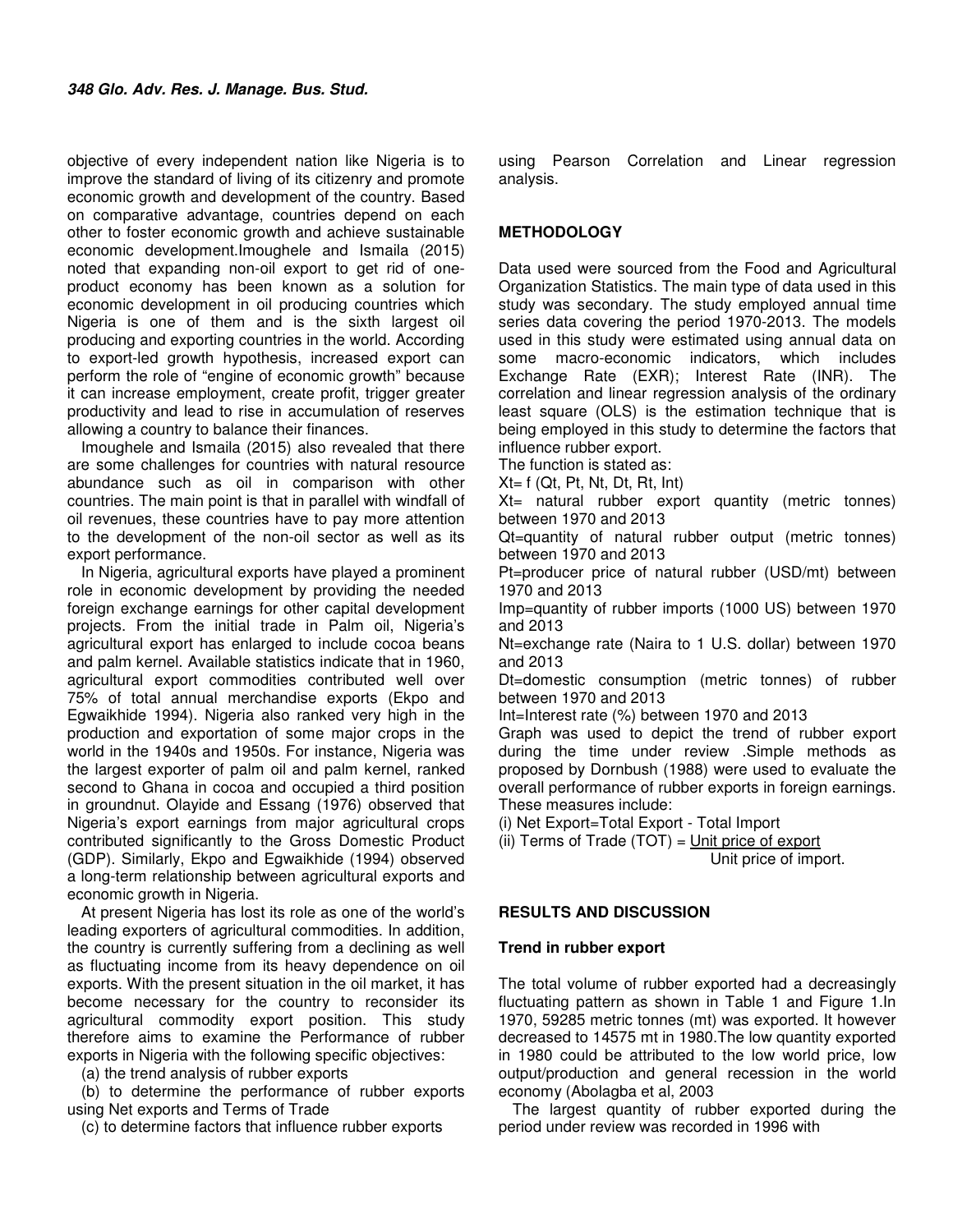objective of every independent nation like Nigeria is to improve the standard of living of its citizenry and promote economic growth and development of the country. Based on comparative advantage, countries depend on each other to foster economic growth and achieve sustainable economic development.Imoughele and Ismaila (2015) noted that expanding non-oil export to get rid of one-product economy has been known as a solution for economic development in oil producing countries which Nigeria is one of them and is the sixth largest oil producing and exporting countries in the world. According to export-led growth hypothesis, increased export can perform the role of "engine of economic growth" because it can increase employment, create profit, trigger greater productivity and lead to rise in accumulation of reserves allowing a country to balance their finances.

Imoughele and Ismaila (2015) also revealed that there are some challenges for countries with natural resource abundance such as oil in comparison with other countries. The main point is that in parallel with windfall of oil revenues, these countries have to pay more attention to the development of the non-oil sector as well as its export performance.

In Nigeria, agricultural exports have played a prominent role in economic development by providing the needed foreign exchange earnings for other capital development projects. From the initial trade in Palm oil, Nigeria's agricultural export has enlarged to include cocoa beans and palm kernel. Available statistics indicate that in 1960, agricultural export commodities contributed well over 75% of total annual merchandise exports (Ekpo and Egwaikhide 1994). Nigeria also ranked very high in the production and exportation of some major crops in the world in the 1940s and 1950s. For instance, Nigeria was the largest exporter of palm oil and palm kernel, ranked second to Ghana in cocoa and occupied a third position in groundnut. Olayide and Essang (1976) observed that Nigeria's export earnings from major agricultural crops contributed significantly to the Gross Domestic Product (GDP). Similarly, Ekpo and Egwaikhide (1994) observed a long-term relationship between agricultural exports and economic growth in Nigeria.

At present Nigeria has lost its role as one of the world's leading exporters of agricultural commodities. In addition, the country is currently suffering from a declining as well as fluctuating income from its heavy dependence on oil exports. With the present situation in the oil market, it has become necessary for the country to reconsider its agricultural commodity export position. This study therefore aims to examine the Performance of rubber exports in Nigeria with the following specific objectives:

(a) the trend analysis of rubber exports

(b) to determine the performance of rubber exports using Net exports and Terms of Trade

(c) to determine factors that influence rubber exports using Pearson Correlation and Linear regression analysis.

## METHODOLOGY

Data used were sourced from the Food and Agricultural Organization Statistics. The main type of data used in this study was secondary. The study employed annual time series data covering the period 1970-2013. The models used in this study were estimated using annual data on some macro-economic indicators, which includes Exchange Rate (EXR); Interest Rate (INR). The correlation and linear regression analysis of the ordinary least square (OLS) is the estimation technique that is being employed in this study to determine the factors that influence rubber export.

The function is stated as:

$X_t = f(Q_t, P_t, N_t, D_t, R_t, I_{nt})$

$X_t$= natural rubber export quantity (metric tonnes) between 1970 and 2013

$Q_t$=quantity of natural rubber output (metric tonnes) between 1970 and 2013

$P_t$=producer price of natural rubber (USD/mt) between 1970 and 2013

Imp=quantity of rubber imports (1000 US) between 1970 and 2013

$N_t$=exchange rate (Naira to 1 U.S. dollar) between 1970 and 2013

$D_t$=domestic consumption (metric tonnes) of rubber between 1970 and 2013

Int=Interest rate (%) between 1970 and 2013

Graph was used to depict the trend of rubber export during the time under review .Simple methods as proposed by Dornbush (1988) were used to evaluate the overall performance of rubber exports in foreign earnings. These measures include:

(i) Net Export=Total Export - Total Import

(ii) Terms of Trade (TOT) = $\frac{\text{Unit price of export}}{\text{Unit price of import}}$

## RESULTS AND DISCUSSION

### Trend in rubber export

The total volume of rubber exported had a decreasingly fluctuating pattern as shown in Table 1 and Figure 1.In 1970, 59285 metric tonnes (mt) was exported. It however decreased to 14575 mt in 1980.The low quantity exported in 1980 could be attributed to the low world price, low output/production and general recession in the world economy (Abolagba et al, 2003

The largest quantity of rubber exported during the period under review was recorded in 1996 with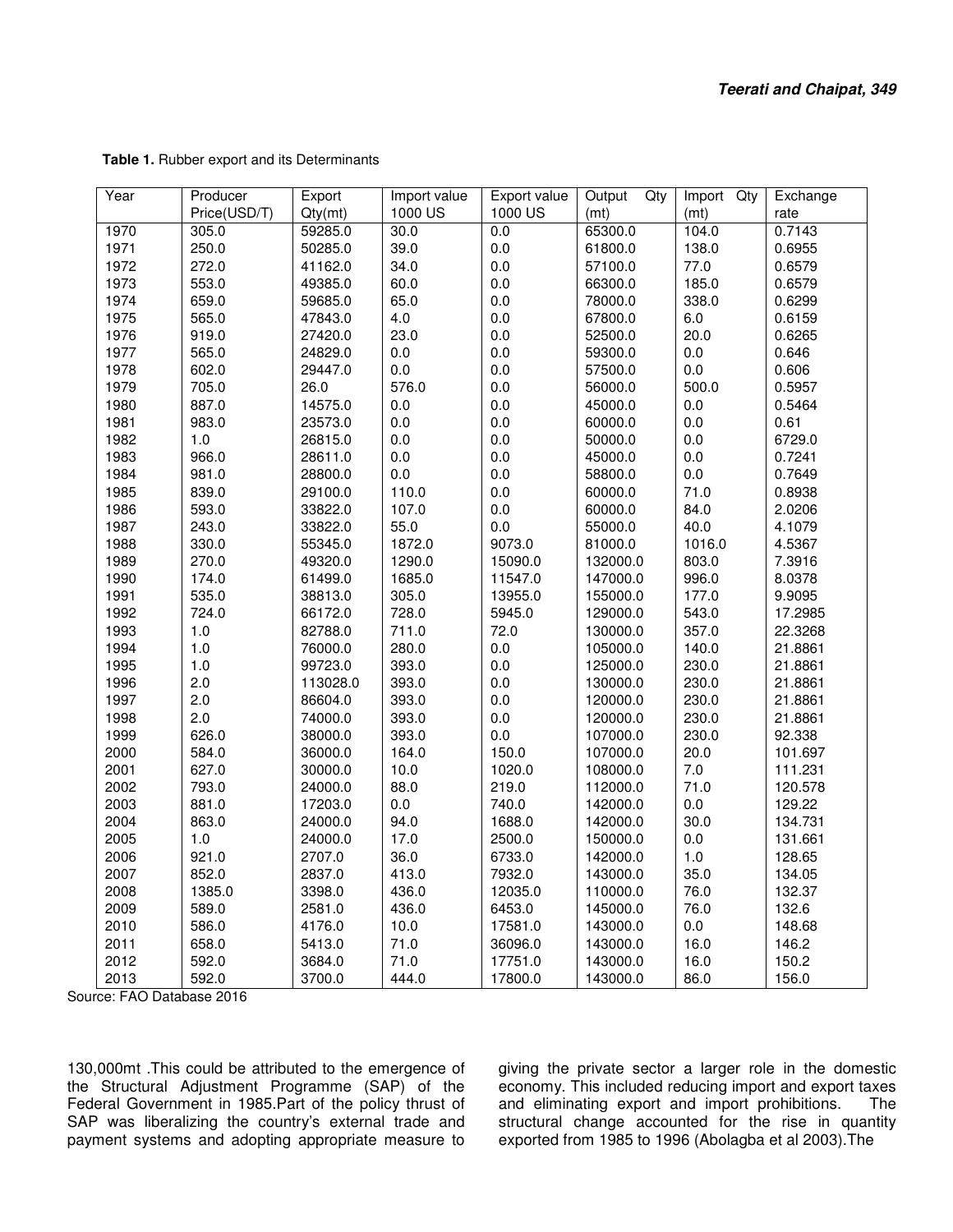**Table 1.** Rubber export and its Determinants

| Year | Producer Price(USD/T) | Export Qty(mt) | Import value 1000 US | Export value 1000 US | Output Qty (mt) | Import Qty (mt) | Exchange rate |
|---|---|---|---|---|---|---|---|
| 1970 | 305.0 | 59285.0 | 30.0 | 0.0 | 65300.0 | 104.0 | 0.7143 |
| 1971 | 250.0 | 50285.0 | 39.0 | 0.0 | 61800.0 | 138.0 | 0.6955 |
| 1972 | 272.0 | 41162.0 | 34.0 | 0.0 | 57100.0 | 77.0 | 0.6579 |
| 1973 | 553.0 | 49385.0 | 60.0 | 0.0 | 66300.0 | 185.0 | 0.6579 |
| 1974 | 659.0 | 59685.0 | 65.0 | 0.0 | 78000.0 | 338.0 | 0.6299 |
| 1975 | 565.0 | 47843.0 | 4.0 | 0.0 | 67800.0 | 6.0 | 0.6159 |
| 1976 | 919.0 | 27420.0 | 23.0 | 0.0 | 52500.0 | 20.0 | 0.6265 |
| 1977 | 565.0 | 24829.0 | 0.0 | 0.0 | 59300.0 | 0.0 | 0.646 |
| 1978 | 602.0 | 29447.0 | 0.0 | 0.0 | 57500.0 | 0.0 | 0.606 |
| 1979 | 705.0 | 26.0 | 576.0 | 0.0 | 56000.0 | 500.0 | 0.5957 |
| 1980 | 887.0 | 14575.0 | 0.0 | 0.0 | 45000.0 | 0.0 | 0.5464 |
| 1981 | 983.0 | 23573.0 | 0.0 | 0.0 | 60000.0 | 0.0 | 0.61 |
| 1982 | 1.0 | 26815.0 | 0.0 | 0.0 | 50000.0 | 0.0 | 6729.0 |
| 1983 | 966.0 | 28611.0 | 0.0 | 0.0 | 45000.0 | 0.0 | 0.7241 |
| 1984 | 981.0 | 28800.0 | 0.0 | 0.0 | 58800.0 | 0.0 | 0.7649 |
| 1985 | 839.0 | 29100.0 | 110.0 | 0.0 | 60000.0 | 71.0 | 0.8938 |
| 1986 | 593.0 | 33822.0 | 107.0 | 0.0 | 60000.0 | 84.0 | 2.0206 |
| 1987 | 243.0 | 33822.0 | 55.0 | 0.0 | 55000.0 | 40.0 | 4.1079 |
| 1988 | 330.0 | 55345.0 | 1872.0 | 9073.0 | 81000.0 | 1016.0 | 4.5367 |
| 1989 | 270.0 | 49320.0 | 1290.0 | 15090.0 | 132000.0 | 803.0 | 7.3916 |
| 1990 | 174.0 | 61499.0 | 1685.0 | 11547.0 | 147000.0 | 996.0 | 8.0378 |
| 1991 | 535.0 | 38813.0 | 305.0 | 13955.0 | 155000.0 | 177.0 | 9.9095 |
| 1992 | 724.0 | 66172.0 | 728.0 | 5945.0 | 129000.0 | 543.0 | 17.2985 |
| 1993 | 1.0 | 82788.0 | 711.0 | 72.0 | 130000.0 | 357.0 | 22.3268 |
| 1994 | 1.0 | 76000.0 | 280.0 | 0.0 | 105000.0 | 140.0 | 21.8861 |
| 1995 | 1.0 | 99723.0 | 393.0 | 0.0 | 125000.0 | 230.0 | 21.8861 |
| 1996 | 2.0 | 113028.0 | 393.0 | 0.0 | 130000.0 | 230.0 | 21.8861 |
| 1997 | 2.0 | 86604.0 | 393.0 | 0.0 | 120000.0 | 230.0 | 21.8861 |
| 1998 | 2.0 | 74000.0 | 393.0 | 0.0 | 120000.0 | 230.0 | 21.8861 |
| 1999 | 626.0 | 38000.0 | 393.0 | 0.0 | 107000.0 | 230.0 | 92.338 |
| 2000 | 584.0 | 36000.0 | 164.0 | 150.0 | 107000.0 | 20.0 | 101.697 |
| 2001 | 627.0 | 30000.0 | 10.0 | 1020.0 | 108000.0 | 7.0 | 111.231 |
| 2002 | 793.0 | 24000.0 | 88.0 | 219.0 | 112000.0 | 71.0 | 120.578 |
| 2003 | 881.0 | 17203.0 | 0.0 | 740.0 | 142000.0 | 0.0 | 129.22 |
| 2004 | 863.0 | 24000.0 | 94.0 | 1688.0 | 142000.0 | 30.0 | 134.731 |
| 2005 | 1.0 | 24000.0 | 17.0 | 2500.0 | 150000.0 | 0.0 | 131.661 |
| 2006 | 921.0 | 2707.0 | 36.0 | 6733.0 | 142000.0 | 1.0 | 128.65 |
| 2007 | 852.0 | 2837.0 | 413.0 | 7932.0 | 143000.0 | 35.0 | 134.05 |
| 2008 | 1385.0 | 3398.0 | 436.0 | 12035.0 | 110000.0 | 76.0 | 132.37 |
| 2009 | 589.0 | 2581.0 | 436.0 | 6453.0 | 145000.0 | 76.0 | 132.6 |
| 2010 | 586.0 | 4176.0 | 10.0 | 17581.0 | 143000.0 | 0.0 | 148.68 |
| 2011 | 658.0 | 5413.0 | 71.0 | 36096.0 | 143000.0 | 16.0 | 146.2 |
| 2012 | 592.0 | 3684.0 | 71.0 | 17751.0 | 143000.0 | 16.0 | 150.2 |
| 2013 | 592.0 | 3700.0 | 444.0 | 17800.0 | 143000.0 | 86.0 | 156.0 |

Source: FAO Database 2016

130,000mt .This could be attributed to the emergence of the Structural Adjustment Programme (SAP) of the Federal Government in 1985.Part of the policy thrust of SAP was liberalizing the country's external trade and payment systems and adopting appropriate measure to giving the private sector a larger role in the domestic economy. This included reducing import and export taxes and eliminating export and import prohibitions. The structural change accounted for the rise in quantity exported from 1985 to 1996 (Abolagba et al 2003).The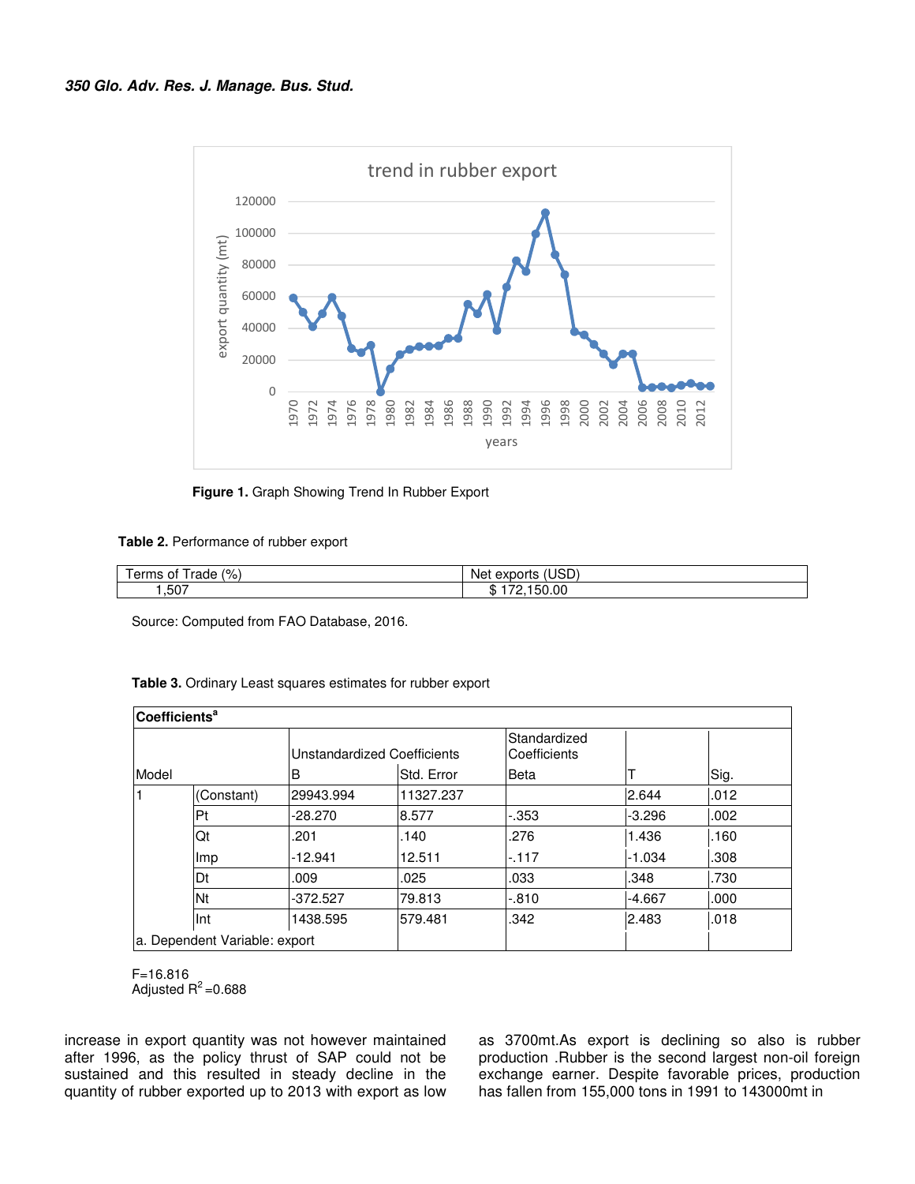Figure 1. Graph Showing Trend In Rubber Export

Table 2. Performance of rubber export

| Terms of Trade (%) | Net exports (USD) |
|---|---|
| 1,507 | $ 172,150.00 |

Source: Computed from FAO Database, 2016.

Table 3. Ordinary Least squares estimates for rubber export

| Model | | Unstandardized Coefficients B | Unstandardized Coefficients Std. Error | Standardized Coefficients Beta | T | Sig. |
|---|---|---|---|---|---|---|
| 1 | (Constant) | 29943.994 | 11327.237 | | 2.644 | .012 |
| | Pt | -28.270 | 8.577 | -.353 | -3.296 | .002 |
| | Qt | .201 | .140 | .276 | 1.436 | .160 |
| | Imp | -12.941 | 12.511 | -.117 | -1.034 | .308 |
| | Dt | .009 | .025 | .033 | .348 | .730 |
| | Nt | -372.527 | 79.813 | -.810 | -4.667 | .000 |
| | Int | 1438.595 | 579.481 | .342 | 2.483 | .018 |

a. Dependent Variable: export

F=16.816
Adjusted $R^2$ =0.688

increase in export quantity was not however maintained after 1996, as the policy thrust of SAP could not be sustained and this resulted in steady decline in the quantity of rubber exported up to 2013 with export as low as 3700mt.As export is declining so also is rubber production .Rubber is the second largest non-oil foreign exchange earner. Despite favorable prices, production has fallen from 155,000 tons in 1991 to 143000mt in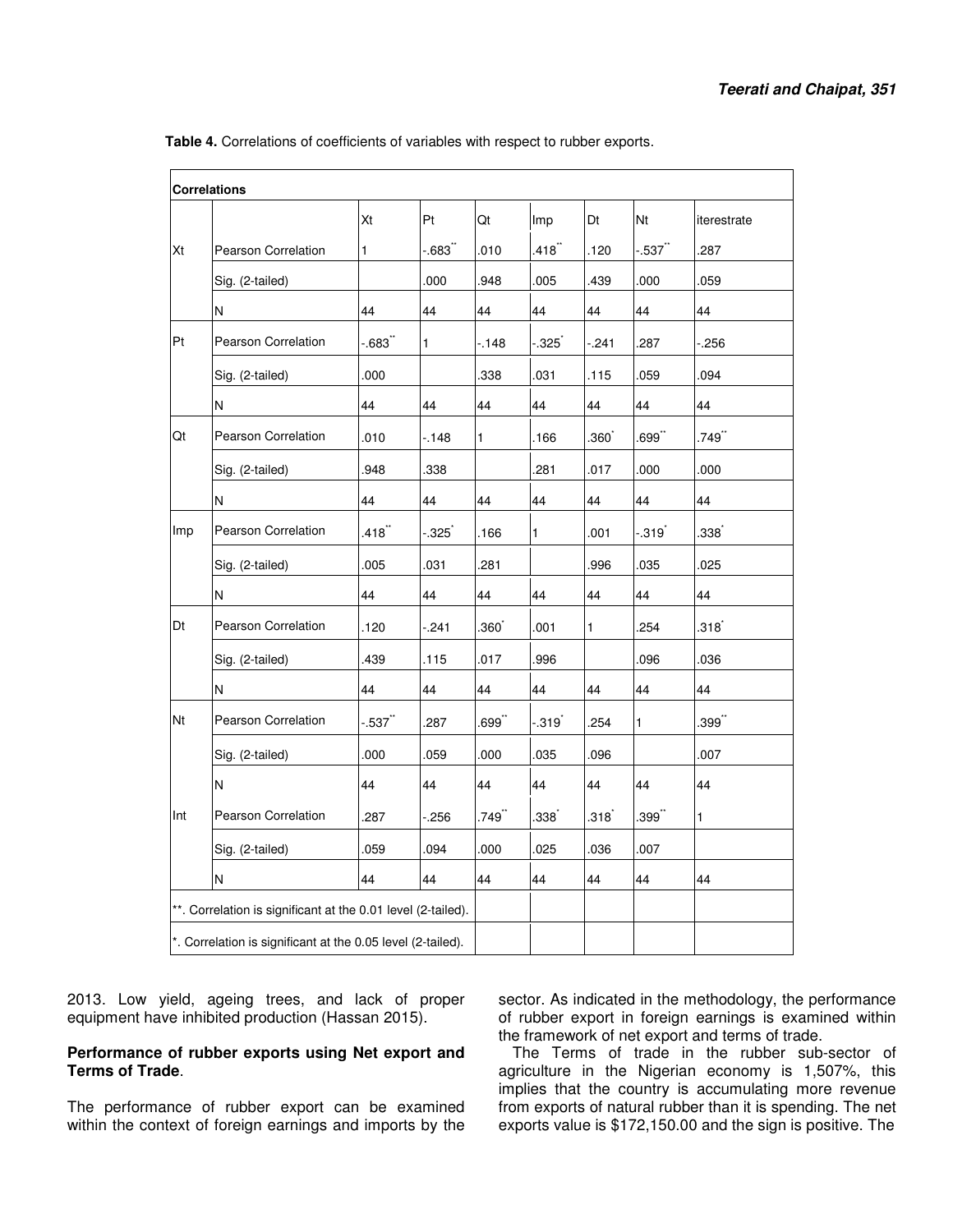**Table 4.** Correlations of coefficients of variables with respect to rubber exports.

| Correlations | | | | | | | | |
|---|---|---|---|---|---|---|---|---|
| | | Xt | Pt | Qt | Imp | Dt | Nt | iterestrate |
| Xt | Pearson Correlation | 1 | -.683** | .010 | .418** | .120 | -.537** | .287 |
| | Sig. (2-tailed) | | .000 | .948 | .005 | .439 | .000 | .059 |
| | N | 44 | 44 | 44 | 44 | 44 | 44 | 44 |
| Pt | Pearson Correlation | -.683** | 1 | -.148 | -.325* | -.241 | .287 | -.256 |
| | Sig. (2-tailed) | .000 | | .338 | .031 | .115 | .059 | .094 |
| | N | 44 | 44 | 44 | 44 | 44 | 44 | 44 |
| Qt | Pearson Correlation | .010 | -.148 | 1 | .166 | .360* | .699** | .749** |
| | Sig. (2-tailed) | .948 | .338 | | .281 | .017 | .000 | .000 |
| | N | 44 | 44 | 44 | 44 | 44 | 44 | 44 |
| Imp | Pearson Correlation | .418** | -.325* | .166 | 1 | .001 | -.319* | .338* |
| | Sig. (2-tailed) | .005 | .031 | .281 | | .996 | .035 | .025 |
| | N | 44 | 44 | 44 | 44 | 44 | 44 | 44 |
| Dt | Pearson Correlation | .120 | -.241 | .360* | .001 | 1 | .254 | .318* |
| | Sig. (2-tailed) | .439 | .115 | .017 | .996 | | .096 | .036 |
| | N | 44 | 44 | 44 | 44 | 44 | 44 | 44 |
| Nt | Pearson Correlation | -.537** | .287 | .699** | -.319* | .254 | 1 | .399** |
| | Sig. (2-tailed) | .000 | .059 | .000 | .035 | .096 | | .007 |
| | N | 44 | 44 | 44 | 44 | 44 | 44 | 44 |
| Int | Pearson Correlation | .287 | -.256 | .749** | .338* | .318* | .399** | 1 |
| | Sig. (2-tailed) | .059 | .094 | .000 | .025 | .036 | .007 | |
| | N | 44 | 44 | 44 | 44 | 44 | 44 | 44 |

**. Correlation is significant at the 0.01 level (2-tailed).

*. Correlation is significant at the 0.05 level (2-tailed).

2013. Low yield, ageing trees, and lack of proper equipment have inhibited production (Hassan 2015).

**Performance of rubber exports using Net export and Terms of Trade**.

The performance of rubber export can be examined within the context of foreign earnings and imports by the sector. As indicated in the methodology, the performance of rubber export in foreign earnings is examined within the framework of net export and terms of trade.

The Terms of trade in the rubber sub-sector of agriculture in the Nigerian economy is 1,507%, this implies that the country is accumulating more revenue from exports of natural rubber than it is spending. The net exports value is $172,150.00 and the sign is positive. The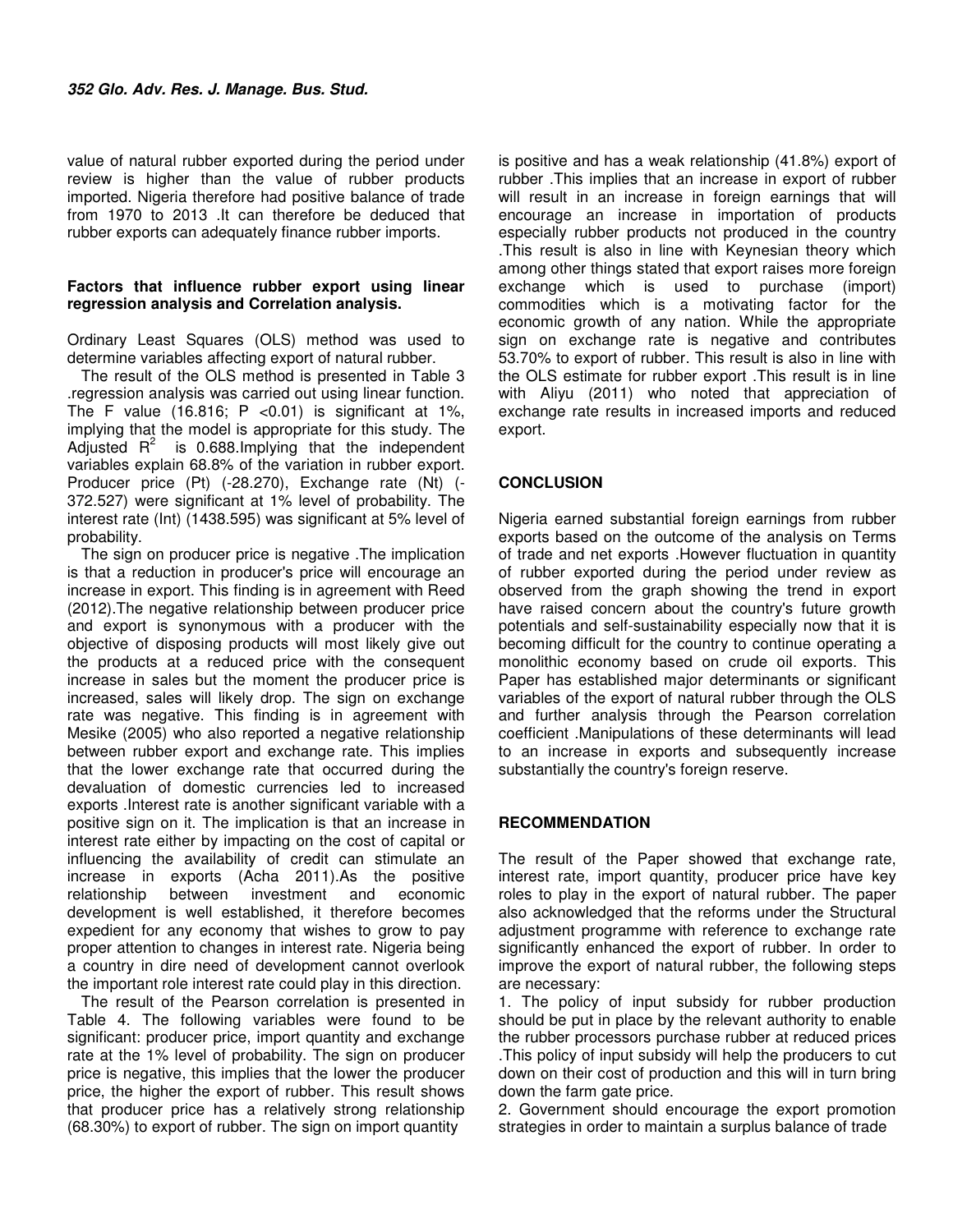value of natural rubber exported during the period under review is higher than the value of rubber products imported. Nigeria therefore had positive balance of trade from 1970 to 2013 .It can therefore be deduced that rubber exports can adequately finance rubber imports.

### Factors that influence rubber export using linear regression analysis and Correlation analysis.

Ordinary Least Squares (OLS) method was used to determine variables affecting export of natural rubber.

The result of the OLS method is presented in Table 3 .regression analysis was carried out using linear function. The F value (16.816; P <0.01) is significant at 1%, implying that the model is appropriate for this study. The Adjusted $R^2$ is 0.688.Implying that the independent variables explain 68.8% of the variation in rubber export. Producer price (Pt) (-28.270), Exchange rate (Nt) (-372.527) were significant at 1% level of probability. The interest rate (Int) (1438.595) was significant at 5% level of probability.

The sign on producer price is negative .The implication is that a reduction in producer's price will encourage an increase in export. This finding is in agreement with Reed (2012).The negative relationship between producer price and export is synonymous with a producer with the objective of disposing products will most likely give out the products at a reduced price with the consequent increase in sales but the moment the producer price is increased, sales will likely drop. The sign on exchange rate was negative. This finding is in agreement with Mesike (2005) who also reported a negative relationship between rubber export and exchange rate. This implies that the lower exchange rate that occurred during the devaluation of domestic currencies led to increased exports .Interest rate is another significant variable with a positive sign on it. The implication is that an increase in interest rate either by impacting on the cost of capital or influencing the availability of credit can stimulate an increase in exports (Acha 2011).As the positive relationship between investment and economic development is well established, it therefore becomes expedient for any economy that wishes to grow to pay proper attention to changes in interest rate. Nigeria being a country in dire need of development cannot overlook the important role interest rate could play in this direction.

The result of the Pearson correlation is presented in Table 4. The following variables were found to be significant: producer price, import quantity and exchange rate at the 1% level of probability. The sign on producer price is negative, this implies that the lower the producer price, the higher the export of rubber. This result shows that producer price has a relatively strong relationship (68.30%) to export of rubber. The sign on import quantity is positive and has a weak relationship (41.8%) export of rubber .This implies that an increase in export of rubber will result in an increase in foreign earnings that will encourage an increase in importation of products especially rubber products not produced in the country .This result is also in line with Keynesian theory which among other things stated that export raises more foreign exchange which is used to purchase (import) commodities which is a motivating factor for the economic growth of any nation. While the appropriate sign on exchange rate is negative and contributes 53.70% to export of rubber. This result is also in line with the OLS estimate for rubber export .This result is in line with Aliyu (2011) who noted that appreciation of exchange rate results in increased imports and reduced export.

## CONCLUSION

Nigeria earned substantial foreign earnings from rubber exports based on the outcome of the analysis on Terms of trade and net exports .However fluctuation in quantity of rubber exported during the period under review as observed from the graph showing the trend in export have raised concern about the country's future growth potentials and self-sustainability especially now that it is becoming difficult for the country to continue operating a monolithic economy based on crude oil exports. This Paper has established major determinants or significant variables of the export of natural rubber through the OLS and further analysis through the Pearson correlation coefficient .Manipulations of these determinants will lead to an increase in exports and subsequently increase substantially the country's foreign reserve.

## RECOMMENDATION

The result of the Paper showed that exchange rate, interest rate, import quantity, producer price have key roles to play in the export of natural rubber. The paper also acknowledged that the reforms under the Structural adjustment programme with reference to exchange rate significantly enhanced the export of rubber. In order to improve the export of natural rubber, the following steps are necessary:

1. The policy of input subsidy for rubber production should be put in place by the relevant authority to enable the rubber processors purchase rubber at reduced prices .This policy of input subsidy will help the producers to cut down on their cost of production and this will in turn bring down the farm gate price.
2. Government should encourage the export promotion strategies in order to maintain a surplus balance of trade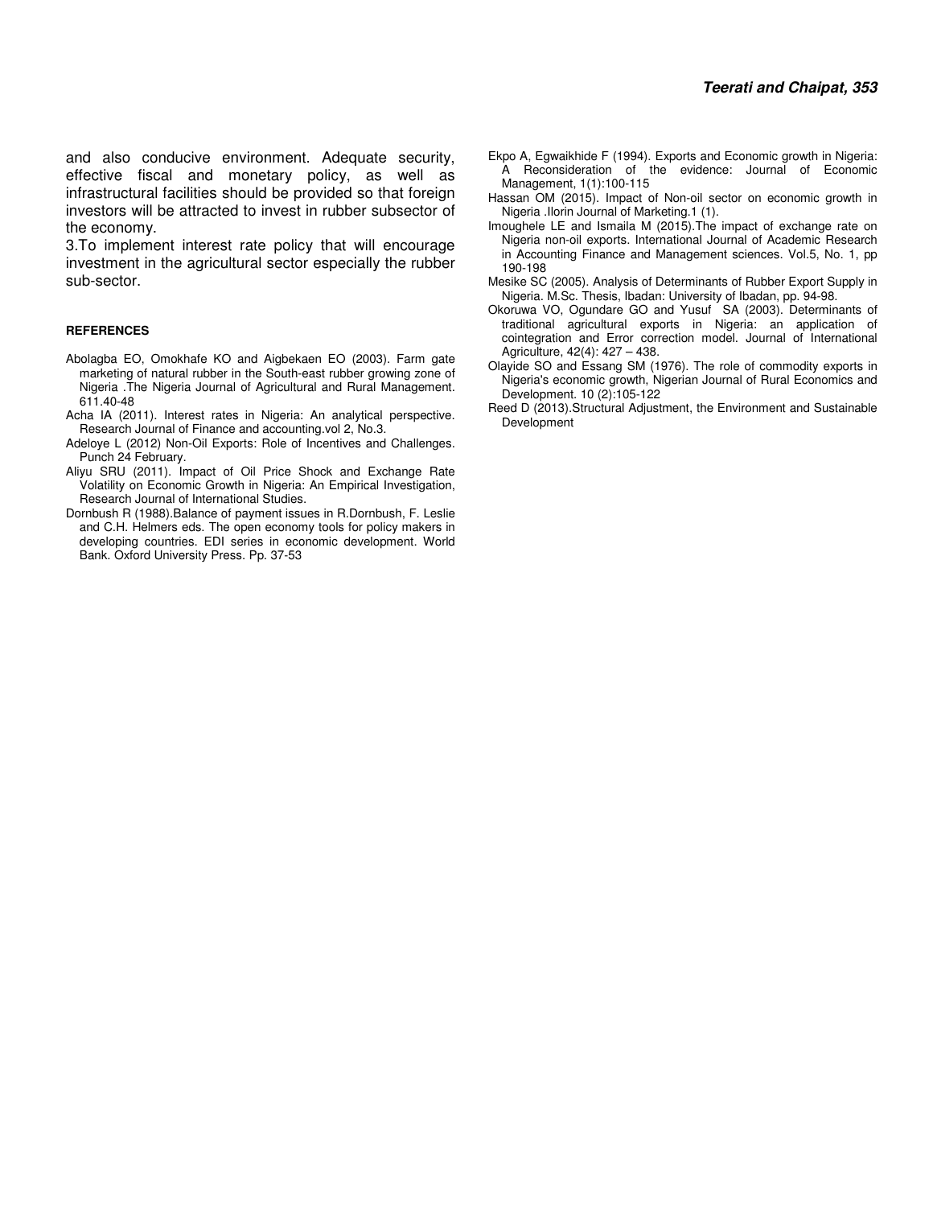and also conducive environment. Adequate security, effective fiscal and monetary policy, as well as infrastructural facilities should be provided so that foreign investors will be attracted to invest in rubber subsector of the economy.

3.To implement interest rate policy that will encourage investment in the agricultural sector especially the rubber sub-sector.

## REFERENCES

Abolagba EO, Omokhafe KO and Aigbekaen EO (2003). Farm gate marketing of natural rubber in the South-east rubber growing zone of Nigeria .The Nigeria Journal of Agricultural and Rural Management. 611.40-48

Acha IA (2011). Interest rates in Nigeria: An analytical perspective. Research Journal of Finance and accounting.vol 2, No.3.

Adeloye L (2012) Non-Oil Exports: Role of Incentives and Challenges. Punch 24 February.

Aliyu SRU (2011). Impact of Oil Price Shock and Exchange Rate Volatility on Economic Growth in Nigeria: An Empirical Investigation, Research Journal of International Studies.

Dornbush R (1988).Balance of payment issues in R.Dornbush, F. Leslie and C.H. Helmers eds. The open economy tools for policy makers in developing countries. EDI series in economic development. World Bank. Oxford University Press. Pp. 37-53

Ekpo A, Egwaikhide F (1994). Exports and Economic growth in Nigeria: A Reconsideration of the evidence: Journal of Economic Management, 1(1):100-115

Hassan OM (2015). Impact of Non-oil sector on economic growth in Nigeria .Ilorin Journal of Marketing.1 (1).

Imoughele LE and Ismaila M (2015).The impact of exchange rate on Nigeria non-oil exports. International Journal of Academic Research in Accounting Finance and Management sciences. Vol.5, No. 1, pp 190-198

Mesike SC (2005). Analysis of Determinants of Rubber Export Supply in Nigeria. M.Sc. Thesis, Ibadan: University of Ibadan, pp. 94-98.

Okoruwa VO, Ogundare GO and Yusuf SA (2003). Determinants of traditional agricultural exports in Nigeria: an application of cointegration and Error correction model. Journal of International Agriculture, 42(4): 427 – 438.

Olayide SO and Essang SM (1976). The role of commodity exports in Nigeria's economic growth, Nigerian Journal of Rural Economics and Development. 10 (2):105-122

Reed D (2013).Structural Adjustment, the Environment and Sustainable Development